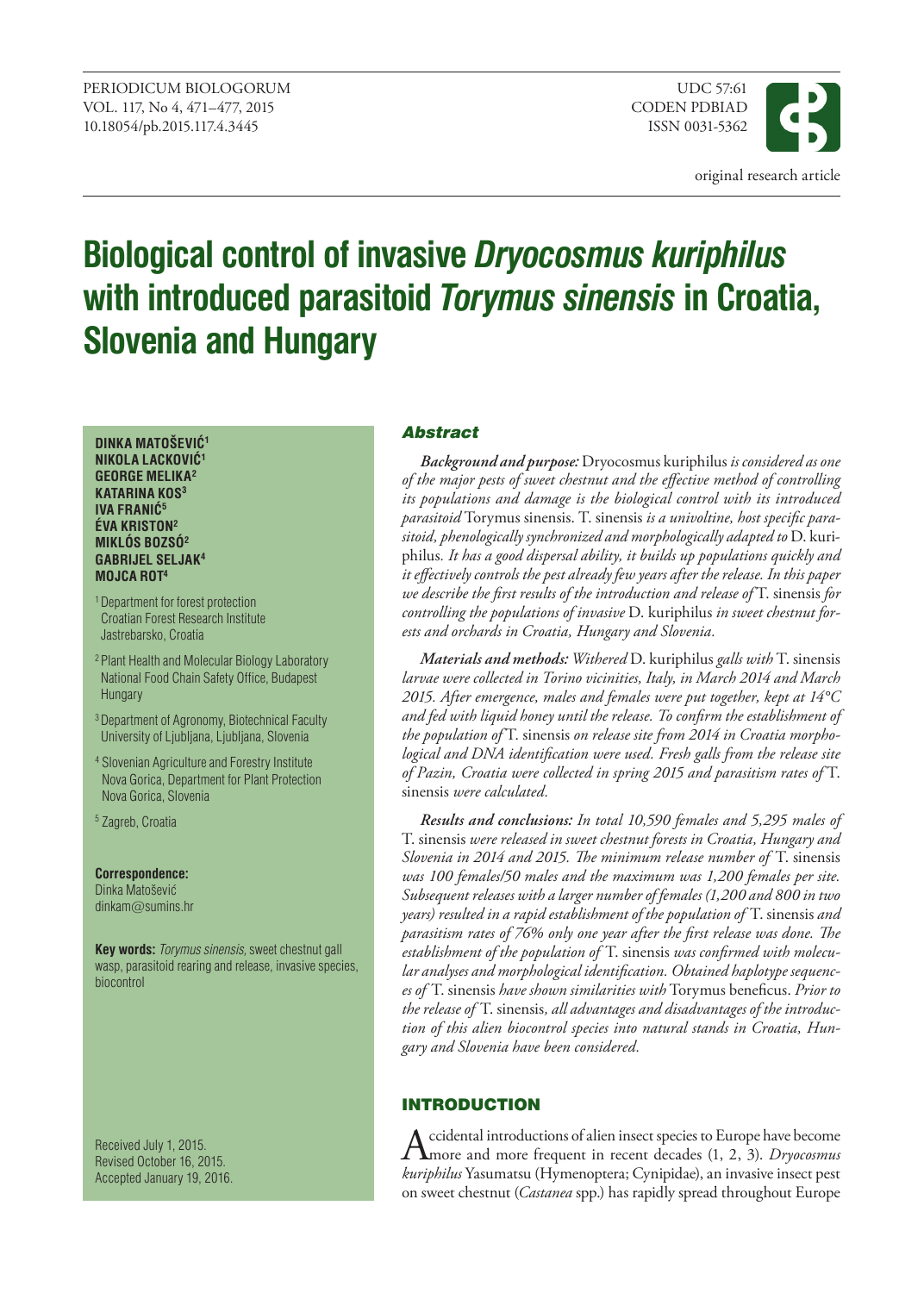PERIODICUM BIOLOGORUM
VOL. 117, No 4, 471–477, 2015
10.18054/pb.2015.117.4.3445

UDC 57:61
CODEN PDBIAD
ISSN 0031-5362

original research article

# Biological control of invasive *Dryocosmus kuriphilus* with introduced parasitoid *Torymus sinensis* in Croatia, Slovenia and Hungary

**DINKA MATOŠEVIĆ[1]**
**NIKOLA LACKOVIĆ[1]**
**GEORGE MELIKA[2]**
**KATARINA KOS[3]**
**IVA FRANIĆ[5]**
**ÉVA KRISTON[2]**
**MIKLÓS BOZSÓ[2]**
**GABRIJEL SELJAK[4]**
**MOJCA ROT[4]**

[1] Department for forest protection
Croatian Forest Research Institute
Jastrebarsko, Croatia

[2] Plant Health and Molecular Biology Laboratory
National Food Chain Safety Office, Budapest
Hungary

[3] Department of Agronomy, Biotechnical Faculty
University of Ljubljana, Ljubljana, Slovenia

[4] Slovenian Agriculture and Forestry Institute
Nova Gorica, Department for Plant Protection
Nova Gorica, Slovenia

[5] Zagreb, Croatia

**Correspondence:**
Dinka Matošević
dinkam@sumins.hr

**Key words:** *Torymus sinensis*, sweet chestnut gall wasp, parasitoid rearing and release, invasive species, biocontrol

Received July 1, 2015.
Revised October 16, 2015.
Accepted January 19, 2016.

## Abstract

***Background and purpose:*** *Dryocosmus kuriphilus is considered as one of the major pests of sweet chestnut and the effective method of controlling its populations and damage is the biological control with its introduced parasitoid Torymus sinensis. T. sinensis is a univoltine, host specific parasitoid, phenologically synchronized and morphologically adapted to D. kuriphilus. It has a good dispersal ability, it builds up populations quickly and it effectively controls the pest already few years after the release. In this paper we describe the first results of the introduction and release of T. sinensis for controlling the populations of invasive D. kuriphilus in sweet chestnut forests and orchards in Croatia, Hungary and Slovenia.*

***Materials and methods:*** *Withered D. kuriphilus galls with T. sinensis larvae were collected in Torino vicinities, Italy, in March 2014 and March 2015. After emergence, males and females were put together, kept at 14°C and fed with liquid honey until the release. To confirm the establishment of the population of T. sinensis on release site from 2014 in Croatia morphological and DNA identification were used. Fresh galls from the release site of Pazin, Croatia were collected in spring 2015 and parasitism rates of T. sinensis were calculated.*

***Results and conclusions:*** *In total 10,590 females and 5,295 males of T. sinensis were released in sweet chestnut forests in Croatia, Hungary and Slovenia in 2014 and 2015. The minimum release number of T. sinensis was 100 females/50 males and the maximum was 1,200 females per site. Subsequent releases with a larger number of females (1,200 and 800 in two years) resulted in a rapid establishment of the population of T. sinensis and parasitism rates of 76% only one year after the first release was done. The establishment of the population of T. sinensis was confirmed with molecular analyses and morphological identification. Obtained haplotype sequences of T. sinensis have shown similarities with Torymus beneficus. Prior to the release of T. sinensis, all advantages and disadvantages of the introduction of this alien biocontrol species into natural stands in Croatia, Hungary and Slovenia have been considered.*

## INTRODUCTION

Accidental introductions of alien insect species to Europe have become more and more frequent in recent decades (1, 2, 3). *Dryocosmus kuriphilus* Yasumatsu (Hymenoptera; Cynipidae), an invasive insect pest on sweet chestnut (*Castanea* spp.) has rapidly spread throughout Europe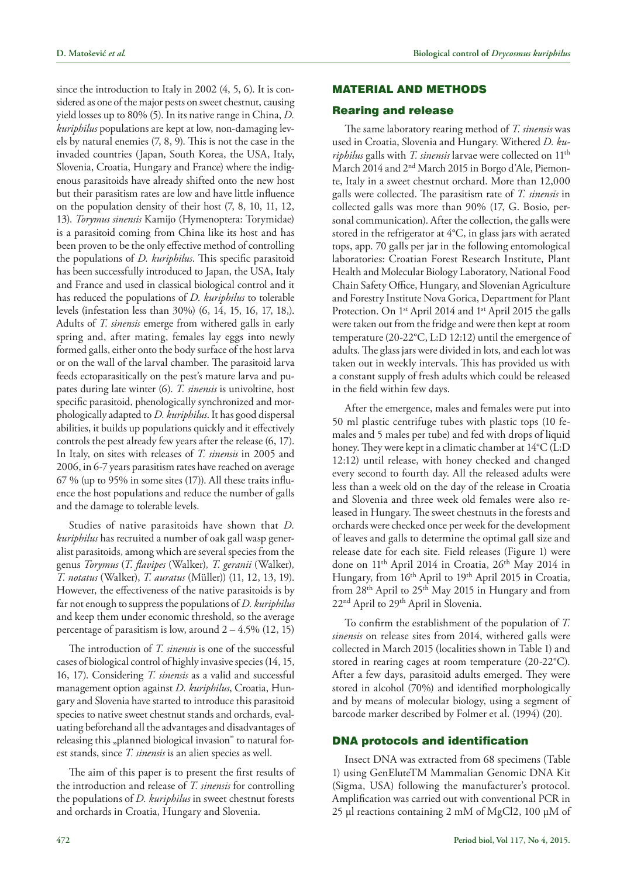since the introduction to Italy in 2002 (4, 5, 6). It is considered as one of the major pests on sweet chestnut, causing yield losses up to 80% (5). In its native range in China, *D. kuriphilus* populations are kept at low, non-damaging levels by natural enemies (7, 8, 9). This is not the case in the invaded countries (Japan, South Korea, the USA, Italy, Slovenia, Croatia, Hungary and France) where the indigenous parasitoids have already shifted onto the new host but their parasitism rates are low and have little influence on the population density of their host (7, 8, 10, 11, 12, 13). *Torymus sinensis* Kamijo (Hymenoptera: Torymidae) is a parasitoid coming from China like its host and has been proven to be the only effective method of controlling the populations of *D. kuriphilus*. This specific parasitoid has been successfully introduced to Japan, the USA, Italy and France and used in classical biological control and it has reduced the populations of *D. kuriphilus* to tolerable levels (infestation less than 30%) (6, 14, 15, 16, 17, 18,). Adults of *T. sinensis* emerge from withered galls in early spring and, after mating, females lay eggs into newly formed galls, either onto the body surface of the host larva or on the wall of the larval chamber. The parasitoid larva feeds ectoparasitically on the pest's mature larva and pupates during late winter (6). *T. sinensis* is univoltine, host specific parasitoid, phenologically synchronized and morphologically adapted to *D. kuriphilus*. It has good dispersal abilities, it builds up populations quickly and it effectively controls the pest already few years after the release (6, 17). In Italy, on sites with releases of *T. sinensis* in 2005 and 2006, in 6-7 years parasitism rates have reached on average 67 % (up to 95% in some sites (17)). All these traits influence the host populations and reduce the number of galls and the damage to tolerable levels.

Studies of native parasitoids have shown that *D. kuriphilus* has recruited a number of oak gall wasp generalist parasitoids, among which are several species from the genus *Torymus* (*T. flavipes* (Walker)*, T. geranii* (Walker)*, T. notatus* (Walker), *T. auratus* (Müller)) (11, 12, 13, 19). However, the effectiveness of the native parasitoids is by far not enough to suppress the populations of *D. kuriphilus* and keep them under economic threshold, so the average percentage of parasitism is low, around 2 – 4.5% (12, 15)

The introduction of *T. sinensis* is one of the successful cases of biological control of highly invasive species (14, 15, 16, 17). Considering *T. sinensis* as a valid and successful management option against *D. kuriphilus*, Croatia, Hungary and Slovenia have started to introduce this parasitoid species to native sweet chestnut stands and orchards, evaluating beforehand all the advantages and disadvantages of releasing this „planned biological invasion" to natural forest stands, since *T. sinensis* is an alien species as well.

The aim of this paper is to present the first results of the introduction and release of *T. sinensis* for controlling the populations of *D. kuriphilus* in sweet chestnut forests and orchards in Croatia, Hungary and Slovenia.

## MATERIAL AND METHODS

### Rearing and release

The same laboratory rearing method of *T. sinensis* was used in Croatia, Slovenia and Hungary. Withered *D. kuriphilus* galls with *T. sinensis* larvae were collected on 11th March 2014 and 2nd March 2015 in Borgo d'Ale, Piemonte, Italy in a sweet chestnut orchard. More than 12,000 galls were collected. The parasitism rate of *T. sinensis* in collected galls was more than 90% (17, G. Bosio, personal communication). After the collection, the galls were stored in the refrigerator at 4°C, in glass jars with aerated tops, app. 70 galls per jar in the following entomological laboratories: Croatian Forest Research Institute, Plant Health and Molecular Biology Laboratory, National Food Chain Safety Office, Hungary, and Slovenian Agriculture and Forestry Institute Nova Gorica, Department for Plant Protection. On 1st April 2014 and 1st April 2015 the galls were taken out from the fridge and were then kept at room temperature (20-22°C, L:D 12:12) until the emergence of adults. The glass jars were divided in lots, and each lot was taken out in weekly intervals. This has provided us with a constant supply of fresh adults which could be released in the field within few days.

After the emergence, males and females were put into 50 ml plastic centrifuge tubes with plastic tops (10 females and 5 males per tube) and fed with drops of liquid honey. They were kept in a climatic chamber at 14°C (L:D 12:12) until release, with honey checked and changed every second to fourth day. All the released adults were less than a week old on the day of the release in Croatia and Slovenia and three week old females were also released in Hungary. The sweet chestnuts in the forests and orchards were checked once per week for the development of leaves and galls to determine the optimal gall size and release date for each site. Field releases (Figure 1) were done on 11th April 2014 in Croatia, 26th May 2014 in Hungary, from 16th April to 19th April 2015 in Croatia, from 28th April to 25th May 2015 in Hungary and from 22nd April to 29th April in Slovenia.

To confirm the establishment of the population of *T. sinensis* on release sites from 2014, withered galls were collected in March 2015 (localities shown in Table 1) and stored in rearing cages at room temperature (20-22°C). After a few days, parasitoid adults emerged. They were stored in alcohol (70%) and identified morphologically and by means of molecular biology, using a segment of barcode marker described by Folmer et al. (1994) (20).

### DNA protocols and identification

Insect DNA was extracted from 68 specimens (Table 1) using GenEluteTM Mammalian Genomic DNA Kit (Sigma, USA) following the manufacturer's protocol. Amplification was carried out with conventional PCR in 25 µl reactions containing 2 mM of $MgCl_2$, 100 µM of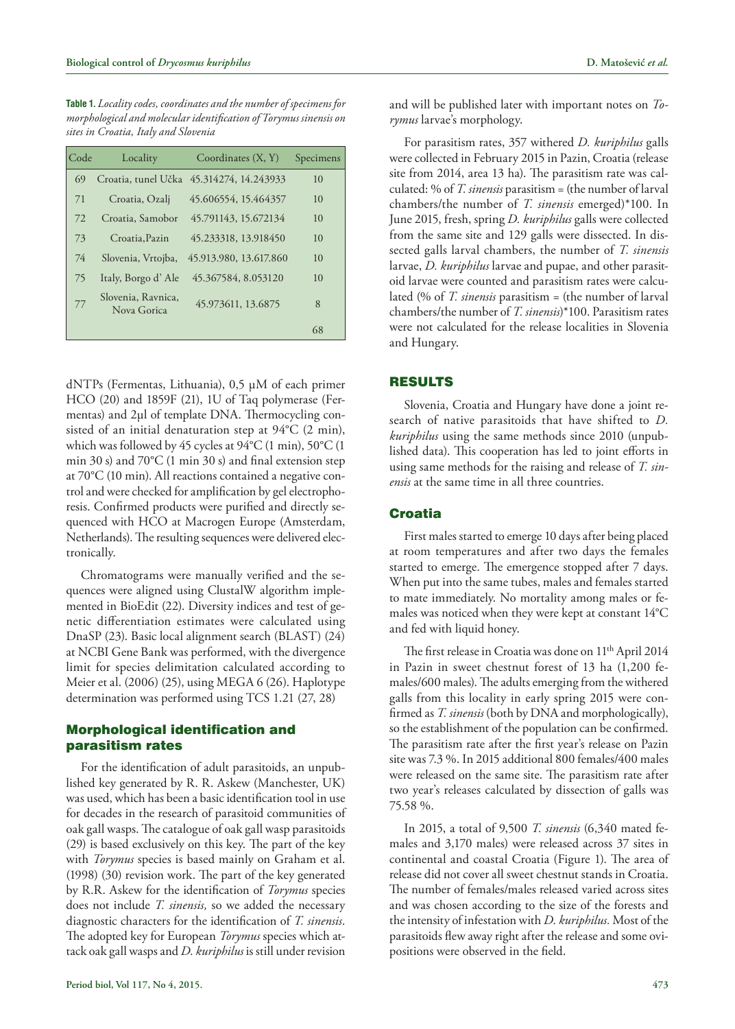**Table 1.** *Locality codes, coordinates and the number of specimens for morphological and molecular identification of Torymus sinensis on sites in Croatia, Italy and Slovenia*

| Code | Locality | Coordinates (X, Y) | Specimens |
|---|---|---|---|
| 69 | Croatia, tunel Učka | 45.314274, 14.243933 | 10 |
| 71 | Croatia, Ozalj | 45.606554, 15.464357 | 10 |
| 72 | Croatia, Samobor | 45.791143, 15.672134 | 10 |
| 73 | Croatia,Pazin | 45.233318, 13.918450 | 10 |
| 74 | Slovenia, Vrtojba, | 45.913.980, 13.617.860 | 10 |
| 75 | Italy, Borgo d' Ale | 45.367584, 8.053120 | 10 |
| 77 | Slovenia, Ravnica, Nova Gorica | 45.973611, 13.6875 | 8 |
| | | | 68 |

dNTPs (Fermentas, Lithuania), 0,5 µM of each primer HCO (20) and 1859F (21), 1U of Taq polymerase (Fermentas) and 2µl of template DNA. Thermocycling consisted of an initial denaturation step at 94°C (2 min), which was followed by 45 cycles at 94°C (1 min), 50°C (1 min 30 s) and 70°C (1 min 30 s) and final extension step at 70°C (10 min). All reactions contained a negative control and were checked for amplification by gel electrophoresis. Confirmed products were purified and directly sequenced with HCO at Macrogen Europe (Amsterdam, Netherlands). The resulting sequences were delivered electronically.

Chromatograms were manually verified and the sequences were aligned using ClustalW algorithm implemented in BioEdit (22). Diversity indices and test of genetic differentiation estimates were calculated using DnaSP (23). Basic local alignment search (BLAST) (24) at NCBI Gene Bank was performed, with the divergence limit for species delimitation calculated according to Meier et al. (2006) (25), using MEGA 6 (26). Haplotype determination was performed using TCS 1.21 (27, 28)

## Morphological identification and parasitism rates

For the identification of adult parasitoids, an unpublished key generated by R. R. Askew (Manchester, UK) was used, which has been a basic identification tool in use for decades in the research of parasitoid communities of oak gall wasps. The catalogue of oak gall wasp parasitoids (29) is based exclusively on this key. The part of the key with *Torymus* species is based mainly on Graham et al. (1998) (30) revision work. The part of the key generated by R.R. Askew for the identification of *Torymus* species does not include *T. sinensis,* so we added the necessary diagnostic characters for the identification of *T. sinensis*. The adopted key for European *Torymus* species which attack oak gall wasps and *D. kuriphilus* is still under revision and will be published later with important notes on *Torymus* larvae's morphology.

For parasitism rates, 357 withered *D. kuriphilus* galls were collected in February 2015 in Pazin, Croatia (release site from 2014, area 13 ha). The parasitism rate was calculated: % of *T. sinensis* parasitism = (the number of larval chambers/the number of *T. sinensis* emerged)*100. In June 2015, fresh, spring *D. kuriphilus* galls were collected from the same site and 129 galls were dissected. In dissected galls larval chambers, the number of *T. sinensis* larvae, *D. kuriphilus* larvae and pupae, and other parasitoid larvae were counted and parasitism rates were calculated (% of *T. sinensis* parasitism = (the number of larval chambers/the number of *T. sinensis*)*100. Parasitism rates were not calculated for the release localities in Slovenia and Hungary.

## RESULTS

Slovenia, Croatia and Hungary have done a joint research of native parasitoids that have shifted to *D. kuriphilus* using the same methods since 2010 (unpublished data). This cooperation has led to joint efforts in using same methods for the raising and release of *T. sinensis* at the same time in all three countries.

### Croatia

First males started to emerge 10 days after being placed at room temperatures and after two days the females started to emerge. The emergence stopped after 7 days. When put into the same tubes, males and females started to mate immediately. No mortality among males or females was noticed when they were kept at constant 14°C and fed with liquid honey.

The first release in Croatia was done on 11th April 2014 in Pazin in sweet chestnut forest of 13 ha (1,200 females/600 males). The adults emerging from the withered galls from this locality in early spring 2015 were confirmed as *T. sinensis* (both by DNA and morphologically), so the establishment of the population can be confirmed. The parasitism rate after the first year's release on Pazin site was 7.3 %. In 2015 additional 800 females/400 males were released on the same site. The parasitism rate after two year's releases calculated by dissection of galls was 75.58 %.

In 2015, a total of 9,500 *T. sinensis* (6,340 mated females and 3,170 males) were released across 37 sites in continental and coastal Croatia (Figure 1). The area of release did not cover all sweet chestnut stands in Croatia. The number of females/males released varied across sites and was chosen according to the size of the forests and the intensity of infestation with *D. kuriphilus.* Most of the parasitoids flew away right after the release and some ovipositions were observed in the field.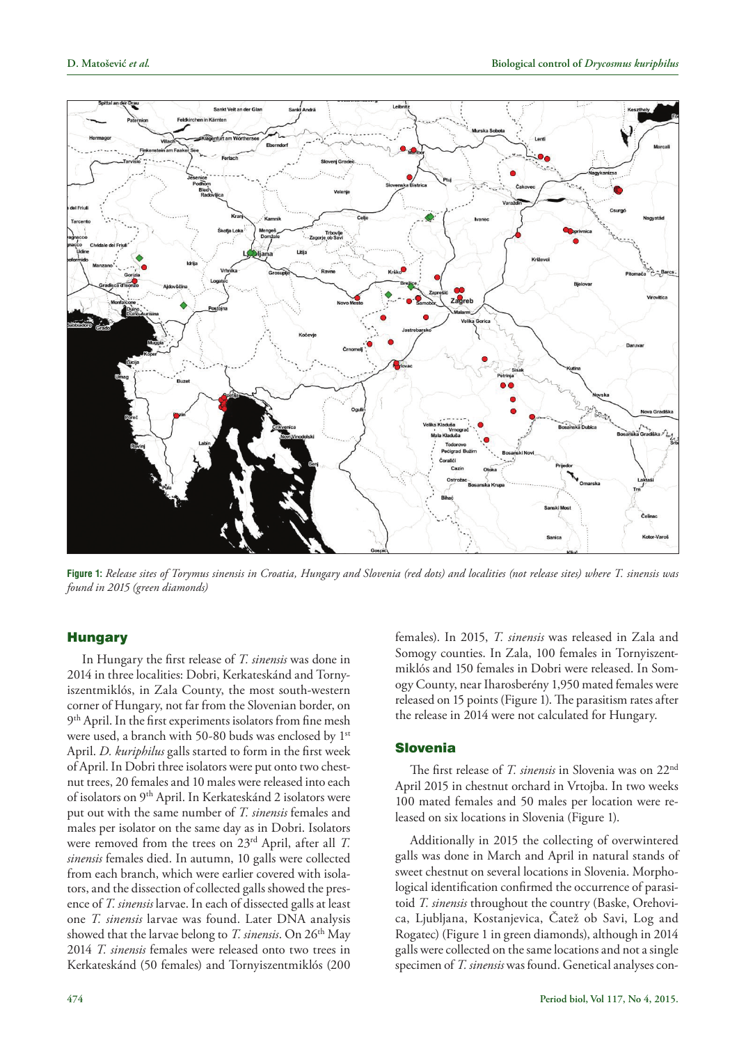**Figure 1:** *Release sites of Torymus sinensis in Croatia, Hungary and Slovenia (red dots) and localities (not release sites) where T. sinensis was found in 2015 (green diamonds)*

## Hungary

In Hungary the first release of *T. sinensis* was done in 2014 in three localities: Dobri, Kerkateskánd and Tornyiszentmiklós, in Zala County, the most south-western corner of Hungary, not far from the Slovenian border, on 9th April. In the first experiments isolators from fine mesh were used, a branch with 50-80 buds was enclosed by 1st April. *D. kuriphilus* galls started to form in the first week of April. In Dobri three isolators were put onto two chestnut trees, 20 females and 10 males were released into each of isolators on 9th April. In Kerkateskánd 2 isolators were put out with the same number of *T. sinensis* females and males per isolator on the same day as in Dobri. Isolators were removed from the trees on 23rd April, after all *T. sinensis* females died. In autumn, 10 galls were collected from each branch, which were earlier covered with isolators, and the dissection of collected galls showed the presence of *T. sinensis* larvae. In each of dissected galls at least one *T. sinensis* larvae was found. Later DNA analysis showed that the larvae belong to *T. sinensis*. On 26th May 2014 *T. sinensis* females were released onto two trees in Kerkateskánd (50 females) and Tornyiszentmiklós (200 females). In 2015, *T. sinensis* was released in Zala and Somogy counties. In Zala, 100 females in Tornyiszentmiklós and 150 females in Dobri were released. In Somogy County, near Iharosberény 1,950 mated females were released on 15 points (Figure 1). The parasitism rates after the release in 2014 were not calculated for Hungary.

## Slovenia

The first release of *T. sinensis* in Slovenia was on 22nd April 2015 in chestnut orchard in Vrtojba. In two weeks 100 mated females and 50 males per location were released on six locations in Slovenia (Figure 1).

Additionally in 2015 the collecting of overwintered galls was done in March and April in natural stands of sweet chestnut on several locations in Slovenia. Morphological identification confirmed the occurrence of parasitoid *T. sinensis* throughout the country (Baske, Orehovica, Ljubljana, Kostanjevica, Čatež ob Savi, Log and Rogatec) (Figure 1 in green diamonds), although in 2014 galls were collected on the same locations and not a single specimen of *T. sinensis* was found. Genetical analyses con-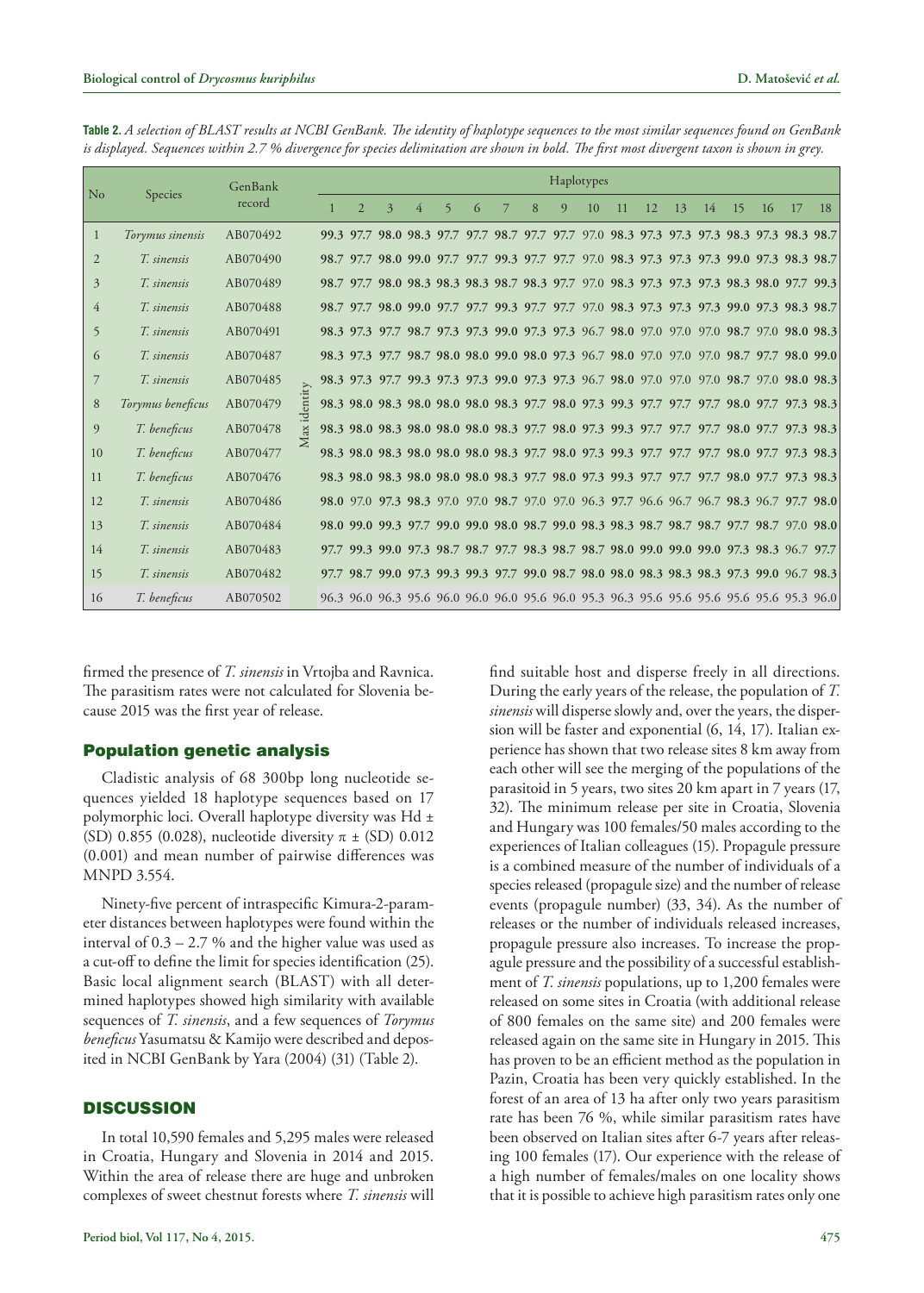**Table 2.** *A selection of BLAST results at NCBI GenBank. The identity of haplotype sequences to the most similar sequences found on GenBank is displayed. Sequences within 2.7 % divergence for species delimitation are shown in bold. The first most divergent taxon is shown in grey.*

| No | Species | GenBank record | | Haplotypes | | | | | | | | | | | | | | | | | |
|---|---|---|---|---|---|---|---|---|---|---|---|---|---|---|---|---|---|---|---|---|---|
| | | | | 1 | 2 | 3 | 4 | 5 | 6 | 7 | 8 | 9 | 10 | 11 | 12 | 13 | 14 | 15 | 16 | 17 | 18 |
| 1 | *Torymus sinensis* | AB070492 | Max identity | **99.3** | **97.7** | **98.0** | **98.3** | **97.7** | **97.7** | **98.7** | **97.7** | **97.7** | 97.0 | **98.3** | **97.3** | **97.3** | **97.3** | **98.3** | **97.3** | **98.3** | **98.7** |
| 2 | *T. sinensis* | AB070490 | | **98.7** | **97.7** | **98.0** | **99.0** | **97.7** | **97.7** | **99.3** | **97.7** | **97.7** | 97.0 | **98.3** | **97.3** | **97.3** | **97.3** | **99.0** | **97.3** | **98.3** | **98.7** |
| 3 | *T. sinensis* | AB070489 | | **98.7** | **97.7** | **98.0** | **98.3** | **98.3** | **98.3** | **98.7** | **98.3** | **97.7** | 97.0 | **98.3** | **97.3** | **97.3** | **97.3** | **98.3** | **98.0** | **97.7** | **99.3** |
| 4 | *T. sinensis* | AB070488 | | **98.7** | **97.7** | **98.0** | **99.0** | **97.7** | **97.7** | **99.3** | **97.7** | **97.7** | 97.0 | **98.3** | **97.3** | **97.3** | **97.3** | **99.0** | **97.3** | **98.3** | **98.7** |
| 5 | *T. sinensis* | AB070491 | | **98.3** | **97.3** | **97.7** | **98.7** | **97.3** | **97.3** | **99.0** | **97.3** | **97.3** | 96.7 | **98.0** | 97.0 | 97.0 | 97.0 | **98.7** | 97.0 | **98.0** | **98.3** |
| 6 | *T. sinensis* | AB070487 | | **98.3** | **97.3** | **97.7** | **98.7** | **98.0** | **98.0** | **99.0** | **98.0** | **97.3** | 96.7 | **98.0** | 97.0 | 97.0 | 97.0 | **98.7** | **97.7** | **98.0** | **99.0** |
| 7 | *T. sinensis* | AB070485 | | **98.3** | **97.3** | **97.7** | **99.3** | **97.3** | **97.3** | **99.0** | **97.3** | **97.3** | 96.7 | **98.0** | 97.0 | 97.0 | 97.0 | **98.7** | 97.0 | **98.0** | **98.3** |
| 8 | *Torymus beneficus* | AB070479 | | **98.3** | **98.0** | **98.3** | **98.0** | **98.0** | **98.0** | **98.3** | **97.7** | **98.0** | **97.3** | **99.3** | **97.7** | **97.7** | **97.7** | **98.0** | **97.7** | **97.3** | **98.3** |
| 9 | *T. beneficus* | AB070478 | | **98.3** | **98.0** | **98.3** | **98.0** | **98.0** | **98.0** | **98.3** | **97.7** | **98.0** | **97.3** | **99.3** | **97.7** | **97.7** | **97.7** | **98.0** | **97.7** | **97.3** | **98.3** |
| 10 | *T. beneficus* | AB070477 | | **98.3** | **98.0** | **98.3** | **98.0** | **98.0** | **98.0** | **98.3** | **97.7** | **98.0** | **97.3** | **99.3** | **97.7** | **97.7** | **97.7** | **98.0** | **97.7** | **97.3** | **98.3** |
| 11 | *T. beneficus* | AB070476 | | **98.3** | **98.0** | **98.3** | **98.0** | **98.0** | **98.0** | **98.3** | **97.7** | **98.0** | **97.3** | **99.3** | **97.7** | **97.7** | **97.7** | **98.0** | **97.7** | **97.3** | **98.3** |
| 12 | *T. sinensis* | AB070486 | | **98.0** | 97.0 | **97.3** | **98.3** | 97.0 | 97.0 | **98.7** | 97.0 | 97.0 | 96.3 | **97.7** | 96.6 | 96.7 | 96.7 | **98.3** | 96.7 | **97.7** | **98.0** |
| 13 | *T. sinensis* | AB070484 | | **98.0** | **99.0** | **99.3** | **97.7** | **99.0** | **99.0** | **98.0** | **98.7** | **99.0** | **98.3** | **98.3** | **98.7** | **98.7** | **98.7** | **97.7** | **98.7** | 97.0 | **98.0** |
| 14 | *T. sinensis* | AB070483 | | **97.7** | **99.3** | **99.0** | **97.3** | **98.7** | **98.7** | **97.7** | **98.3** | **98.7** | **98.7** | **98.0** | **99.0** | **99.0** | **99.0** | **97.3** | **98.3** | 96.7 | **97.7** |
| 15 | *T. sinensis* | AB070482 | | **97.7** | **98.7** | **99.0** | **97.3** | **99.3** | **99.3** | **97.7** | **99.0** | **98.7** | **98.0** | **98.0** | **98.3** | **98.3** | **98.3** | **97.3** | **99.0** | 96.7 | **98.3** |
| 16 | *T. beneficus* | AB070502 | | 96.3 | 96.0 | 96.3 | 95.6 | 96.0 | 96.0 | 96.0 | 95.6 | 96.0 | 95.3 | 96.3 | 95.6 | 95.6 | 95.6 | 95.6 | 95.6 | 95.3 | 96.0 |

firmed the presence of *T. sinensis* in Vrtojba and Ravnica. The parasitism rates were not calculated for Slovenia because 2015 was the first year of release.

## Population genetic analysis

Cladistic analysis of 68 300bp long nucleotide sequences yielded 18 haplotype sequences based on 17 polymorphic loci. Overall haplotype diversity was Hd ± (SD) 0.855 (0.028), nucleotide diversity $\pi$ ± (SD) 0.012 (0.001) and mean number of pairwise differences was MNPD 3.554.

Ninety-five percent of intraspecific Kimura-2-parameter distances between haplotypes were found within the interval of 0.3 – 2.7 % and the higher value was used as a cut-off to define the limit for species identification (25). Basic local alignment search (BLAST) with all determined haplotypes showed high similarity with available sequences of *T. sinensis*, and a few sequences of *Torymus beneficus* Yasumatsu & Kamijo were described and deposited in NCBI GenBank by Yara (2004) (31) (Table 2).

## DISCUSSION

In total 10,590 females and 5,295 males were released in Croatia, Hungary and Slovenia in 2014 and 2015. Within the area of release there are huge and unbroken complexes of sweet chestnut forests where *T. sinensis* will find suitable host and disperse freely in all directions. During the early years of the release, the population of *T. sinensis* will disperse slowly and, over the years, the dispersion will be faster and exponential (6, 14, 17). Italian experience has shown that two release sites 8 km away from each other will see the merging of the populations of the parasitoid in 5 years, two sites 20 km apart in 7 years (17, 32). The minimum release per site in Croatia, Slovenia and Hungary was 100 females/50 males according to the experiences of Italian colleagues (15). Propagule pressure is a combined measure of the number of individuals of a species released (propagule size) and the number of release events (propagule number) (33, 34). As the number of releases or the number of individuals released increases, propagule pressure also increases. To increase the propagule pressure and the possibility of a successful establishment of *T. sinensis* populations, up to 1,200 females were released on some sites in Croatia (with additional release of 800 females on the same site) and 200 females were released again on the same site in Hungary in 2015. This has proven to be an efficient method as the population in Pazin, Croatia has been very quickly established. In the forest of an area of 13 ha after only two years parasitism rate has been 76 %, while similar parasitism rates have been observed on Italian sites after 6-7 years after releasing 100 females (17). Our experience with the release of a high number of females/males on one locality shows that it is possible to achieve high parasitism rates only one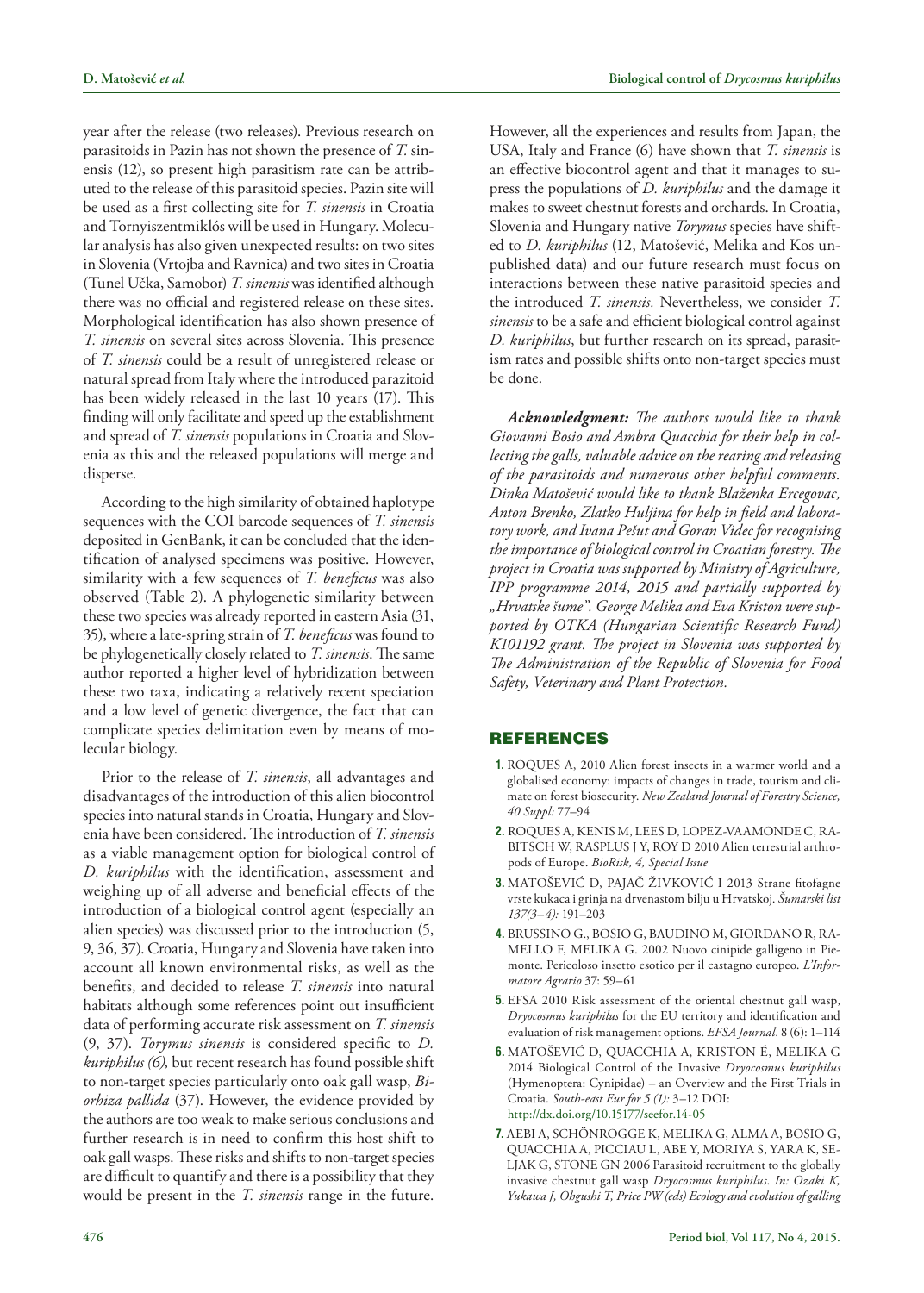year after the release (two releases). Previous research on parasitoids in Pazin has not shown the presence of *T.* sinensis (12), so present high parasitism rate can be attributed to the release of this parasitoid species. Pazin site will be used as a first collecting site for *T. sinensis* in Croatia and Tornyiszentmiklós will be used in Hungary. Molecular analysis has also given unexpected results: on two sites in Slovenia (Vrtojba and Ravnica) and two sites in Croatia (Tunel Učka, Samobor) *T. sinensis* was identified although there was no official and registered release on these sites. Morphological identification has also shown presence of *T. sinensis* on several sites across Slovenia. This presence of *T. sinensis* could be a result of unregistered release or natural spread from Italy where the introduced parazitoid has been widely released in the last 10 years (17). This finding will only facilitate and speed up the establishment and spread of *T. sinensis* populations in Croatia and Slovenia as this and the released populations will merge and disperse.

According to the high similarity of obtained haplotype sequences with the COI barcode sequences of *T. sinensis* deposited in GenBank, it can be concluded that the identification of analysed specimens was positive. However, similarity with a few sequences of *T. beneficus* was also observed (Table 2). A phylogenetic similarity between these two species was already reported in eastern Asia (31, 35), where a late-spring strain of *T. beneficus* was found to be phylogenetically closely related to *T. sinensis*. The same author reported a higher level of hybridization between these two taxa, indicating a relatively recent speciation and a low level of genetic divergence, the fact that can complicate species delimitation even by means of molecular biology.

Prior to the release of *T. sinensis*, all advantages and disadvantages of the introduction of this alien biocontrol species into natural stands in Croatia, Hungary and Slovenia have been considered. The introduction of *T. sinensis* as a viable management option for biological control of *D. kuriphilus* with the identification, assessment and weighing up of all adverse and beneficial effects of the introduction of a biological control agent (especially an alien species) was discussed prior to the introduction (5, 9, 36, 37). Croatia, Hungary and Slovenia have taken into account all known environmental risks, as well as the benefits, and decided to release *T. sinensis* into natural habitats although some references point out insufficient data of performing accurate risk assessment on *T. sinensis* (9, 37). *Torymus sinensis* is considered specific to *D. kuriphilus (6),* but recent research has found possible shift to non-target species particularly onto oak gall wasp, *Biorhiza pallida* (37). However, the evidence provided by the authors are too weak to make serious conclusions and further research is in need to confirm this host shift to oak gall wasps. These risks and shifts to non-target species are difficult to quantify and there is a possibility that they would be present in the *T. sinensis* range in the future. However, all the experiences and results from Japan, the USA, Italy and France (6) have shown that *T. sinensis* is an effective biocontrol agent and that it manages to supress the populations of *D. kuriphilus* and the damage it makes to sweet chestnut forests and orchards. In Croatia, Slovenia and Hungary native *Torymus* species have shifted to *D. kuriphilus* (12, Matošević, Melika and Kos unpublished data) and our future research must focus on interactions between these native parasitoid species and the introduced *T. sinensis.* Nevertheless, we consider *T. sinensis* to be a safe and efficient biological control against *D. kuriphilus*, but further research on its spread, parasitism rates and possible shifts onto non-target species must be done.

***Acknowledgment:*** *The authors would like to thank Giovanni Bosio and Ambra Quacchia for their help in collecting the galls, valuable advice on the rearing and releasing of the parasitoids and numerous other helpful comments. Dinka Matošević would like to thank Blaženka Ercegovac, Anton Brenko, Zlatko Huljina for help in field and laboratory work, and Ivana Pešut and Goran Videc for recognising the importance of biological control in Croatian forestry. The project in Croatia was supported by Ministry of Agriculture, IPP programme 2014, 2015 and partially supported by „Hrvatske šume". George Melika and Eva Kriston were supported by OTKA (Hungarian Scientific Research Fund) K101192 grant. The project in Slovenia was supported by The Administration of the Republic of Slovenia for Food Safety, Veterinary and Plant Protection.*

## REFERENCES

1. ROQUES A, 2010 Alien forest insects in a warmer world and a globalised economy: impacts of changes in trade, tourism and climate on forest biosecurity. *New Zealand Journal of Forestry Science, 40 Suppl:* 77–94
2. ROQUES A, KENIS M, LEES D, LOPEZ-VAAMONDE C, RABITSCH W, RASPLUS J Y, ROY D 2010 Alien terrestrial arthropods of Europe. *BioRisk, 4, Special Issue*
3. MATOŠEVIĆ D, PAJAČ ŽIVKOVIĆ I 2013 Strane fitofagne vrste kukaca i grinja na drvenastom bilju u Hrvatskoj. *Šumarski list 137(3–4):* 191–203
4. BRUSSINO G., BOSIO G, BAUDINO M, GIORDANO R, RAMELLO F, MELIKA G. 2002 Nuovo cinipide galligeno in Piemonte. Pericoloso insetto esotico per il castagno europeo. *L'Informatore Agrario* 37: 59–61
5. EFSA 2010 Risk assessment of the oriental chestnut gall wasp, *Dryocosmus kuriphilus* for the EU territory and identification and evaluation of risk management options. *EFSA Journal*. 8 (6): 1–114
6. MATOŠEVIĆ D, QUACCHIA A, KRISTON É, MELIKA G 2014 Biological Control of the Invasive *Dryocosmus kuriphilus* (Hymenoptera: Cynipidae) – an Overview and the First Trials in Croatia. *South-east Eur for 5 (1):* 3–12 DOI: http://dx.doi.org/10.15177/seefor.14-05
7. AEBI A, SCHÖNROGGE K, MELIKA G, ALMA A, BOSIO G, QUACCHIA A, PICCIAU L, ABE Y, MORIYA S, YARA K, SELJAK G, STONE GN 2006 Parasitoid recruitment to the globally invasive chestnut gall wasp *Dryocosmus kuriphilus*. *In: Ozaki K, Yukawa J, Ohgushi T, Price PW (eds) Ecology and evolution of galling*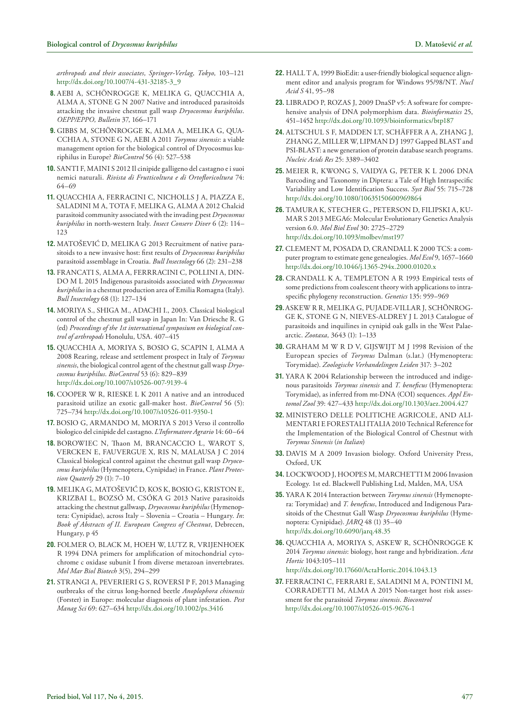*arthropods and their associates, Springer-Verlag, Tokyo,* 103–121 http://dx.doi.org/10.1007/4-431-32185-3_9

**8.** AEBI A, SCHÖNROGGE K, MELIKA G, QUACCHIA A, ALMA A, STONE G N 2007 Native and introduced parasitoids attacking the invasive chestnut gall wasp *Dryocosmus kuriphilus*. *OEPP/EPPO, Bulletin* 37, 166–171

**9.** GIBBS M, SCHÖNROGGE K, ALMA A, MELIKA G, QUACCHIA A, STONE G N, AEBI A 2011 *Torymus sinensis*: a viable management option for the biological control of Dryocosmus kuriphilus in Europe? *BioControl* 56 (4): 527–538

**10.** SANTI F, MAINI S 2012 Il cinipide galligeno del castagno e i suoi nemici naturali. *Rivista di Frutticoltura e di Ortofloricoltura* 74: 64–69

**11.** QUACCHIA A, FERRACINI C, NICHOLLS J A, PIAZZA E, SALADINI M A, TOTA F, MELIKA G, ALMA A 2012 Chalcid parasitoid community associated with the invading pest *Dryocosmus kuriphilus* in north-western Italy. *Insect Conserv Diver* 6 (2): 114–123

**12.** MATOŠEVIĆ D, MELIKA G 2013 Recruitment of native parasitoids to a new invasive host: first results of *Dryocosmus kuriphilus* parasitoid assemblage in Croatia. *Bull Insectology* 66 (2): 231–238

**13.** FRANCATI S, ALMA A, FERRRACINI C, POLLINI A, DINDO M L 2015 Indigenous parasitoids associated with *Dryocosmus kuriphilus* in a chestnut production area of Emilia Romagna (Italy). *Bull Insectology* 68 (1): 127–134

**14.** MORIYA S., SHIGA M., ADACHI I., 2003. Classical biological control of the chestnut gall wasp in Japan In: Van Driesche R. G (ed) *Proceedings of the 1st international symposium on biological control of arthropods* Honolulu, USA. 407–415

**15.** QUACCHIA A, MORIYA S, BOSIO G, SCAPIN I, ALMA A 2008 Rearing, release and settlement prospect in Italy of *Torymus sinensis*, the biological control agent of the chestnut gall wasp *Dryocosmus kuriphilus*. *BioControl* 53 (6): 829–839 http://dx.doi.org/10.1007/s10526-007-9139-4

**16.** COOPER W R, RIESKE L K 2011 A native and an introduced parasitoid utilize an exotic gall-maker host. *BioControl* 56 (5): 725–734 http://dx.doi.org/10.1007/s10526-011-9350-1

**17.** BOSIO G, ARMANDO M, MORIYA S 2013 Verso il controllo biologico del cinipide del castagno. *L'Informatore Agrario* 14: 60–64

**18.** BOROWIEC N, Thaon M, BRANCACCIO L, WAROT S, VERCKEN E, FAUVERGUE X, RIS N, MALAUSA J C 2014 Classical biological control against the chestnut gall wasp *Dryocosmus kuriphilus* (Hymenoptera, Cynipidae) in France. *Plant Protection Quaterly* 29 (1): 7–10

**19.** MELIKA G, MATOŠEVIĆ D, KOS K, BOSIO G, KRISTON E, KRIZBAI L, BOZSÓ M, CSÓKA G 2013 Native parasitoids attacking the chestnut gallwasp, *Dryocosmus kuriphilus* (Hymenoptera: Cynipidae), across Italy – Slovenia – Croatia – Hungary. *In*: *Book of Abstracts of II. European Congress of Chestnut*, Debrecen, Hungary, p 45

**20.** FOLMER O, BLACK M, HOEH W, LUTZ R, VRIJENHOEK R 1994 DNA primers for amplification of mitochondrial cytochrome c oxidase subunit I from diverse metazoan invertebrates. *Mol Mar Biol Biotech* 3(5), 294–299

**21.** STRANGI A, PEVERIERI G S, ROVERSI P F, 2013 Managing outbreaks of the citrus long-horned beetle *Anoplophora chinensis* (Forster) in Europe: molecular diagnosis of plant infestation. *Pest Manag Sci* 69: 627–634 http://dx.doi.org/10.1002/ps.3416

**22.** HALL T A, 1999 BioEdit: a user-friendly biological sequence alignment editor and analysis program for Windows 95/98/NT. *Nucl Acid S* 41, 95–98

**23.** LIBRADO P, ROZAS J, 2009 DnaSP v5: A software for comprehensive analysis of DNA polymorphism data. *Bioinformatics* 25, 451–1452 http://dx.doi.org/10.1093/bioinformatics/btp187

**24.** ALTSCHUL S F, MADDEN LT, SCHÄFFER A A, ZHANG J, ZHANG Z, MILLER W, LIPMAN D J 1997 Gapped BLAST and PSI-BLAST: a new generation of protein database search programs. *Nucleic Acids Res* 25: 3389–3402

**25.** MEIER R, KWONG S, VAIDYA G, PETER K L 2006 DNA Barcoding and Taxonomy in Diptera: a Tale of High Intraspecific Variability and Low Identification Success. *Syst Biol* 55: 715–728 http://dx.doi.org/10.1080/10635150600969864

**26.** TAMURA K, STECHER G., PETERSON D, FILIPSKI A, KUMAR S 2013 MEGA6: Molecular Evolutionary Genetics Analysis version 6.0. *Mol Biol Evol* 30: 2725–2729 http://dx.doi.org/10.1093/molbev/mst197

**27.** CLEMENT M, POSADA D, CRANDALL K 2000 TCS: a computer program to estimate gene genealogies. *Mol Ecol* 9, 1657–1660 http://dx.doi.org/10.1046/j.1365-294x.2000.01020.x

**28.** CRANDALL K A, TEMPLETON A R 1993 Empirical tests of some predictions from coalescent theory with applications to intraspecific phylogeny reconstruction. *Genetics* 135: 959–969

**29.** ASKEW R R, MELIKA G, PUJADE-VILLAR J, SCHÖNROGGE K, STONE G N, NIEVES-ALDREY J L 2013 Catalogue of parasitoids and inquilines in cynipid oak galls in the West Palaearctic. *Zootaxa,* 3643 (1): 1–133

**30.** GRAHAM M W R D V, GIJSWIJT M J 1998 Revision of the European species of *Torymus* Dalman (s.lat.) (Hymenoptera: Torymidae). *Zoologische Verhandelingen Leiden* 317: 3–202

**31.** YARA K 2004 Relationship between the introduced and indigenous parasitoids *Torymus sinensis* and *T. beneficus* (Hymenoptera: Torymidae), as inferred from mt-DNA (COI) sequences. *Appl Entomol Zool* 39: 427–433 http://dx.doi.org/10.1303/aez.2004.427

**32.** MINISTERO DELLE POLITICHE AGRICOLE, AND ALIMENTARI E FORESTALI ITALIA 2010 Technical Reference for the Implementation of the Biological Control of Chestnut with *Torymus Sinensis* (*in Italian*)

**33.** DAVIS M A 2009 Invasion biology. Oxford University Press, Oxford, UK

**34.** LOCKWOOD J, HOOPES M, MARCHETTI M 2006 Invasion Ecology. 1st ed. Blackwell Publishing Ltd, Malden, MA, USA

**35.** YARA K 2014 Interaction between *Torymus sinensis* (Hymenoptera: Torymidae) and *T. beneficus*, Introduced and Indigenous Parasitoids of the Chestnut Gall Wasp *Dryocosmus kuriphilus* (Hymenoptera: Cynipidae). *JARQ* 48 (1) 35–40 http://dx.doi.org/10.6090/jarq.48.35

**36.** QUACCHIA A, MORIYA S, ASKEW R, SCHÖNROGGE K 2014 *Torymus sinensis*: biology, host range and hybridization. *Acta Hortic* 1043:105–111 http://dx.doi.org/10.17660/ActaHortic.2014.1043.13

**37.** FERRACINI C, FERRARI E, SALADINI M A, PONTINI M, CORRADETTI M, ALMA A 2015 Non-target host risk assessment for the parasitoid *Torymus sinensis*. *Biocontrol* http://dx.doi.org/10.1007/s10526-015-9676-1